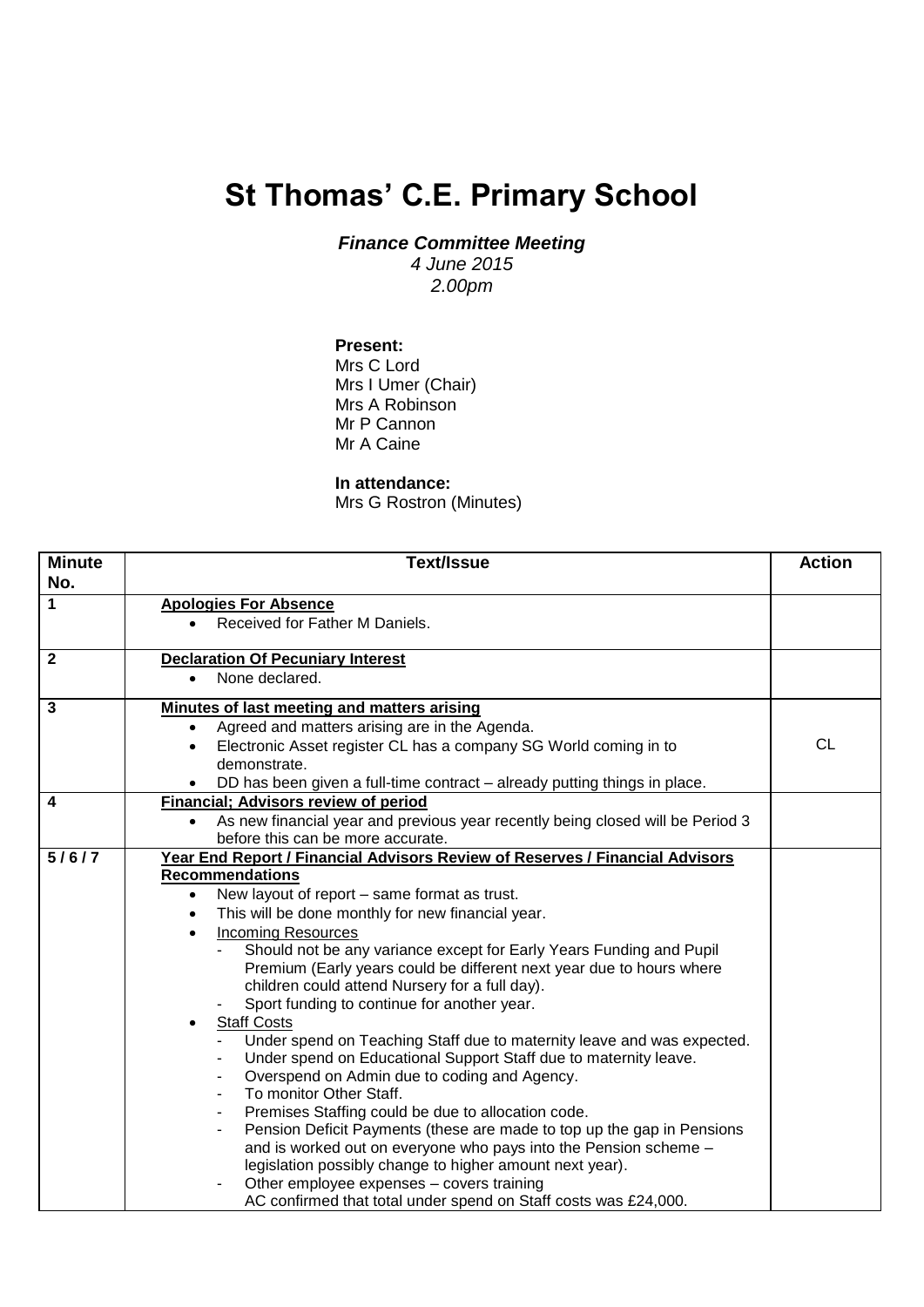# St Thomas' C.E. Primary School

***Finance Committee Meeting***
*4 June 2015*
*2.00pm*

**Present:**
Mrs C Lord
Mrs I Umer (Chair)
Mrs A Robinson
Mr P Cannon
Mr A Caine

**In attendance:**
Mrs G Rostron (Minutes)

| Minute No. | Text/Issue | Action |
|---|---|---|
| 1 | **Apologies For Absence**<br>• Received for Father M Daniels. | |
| 2 | **Declaration Of Pecuniary Interest**<br>• None declared. | |
| 3 | **Minutes of last meeting and matters arising**<br>• Agreed and matters arising are in the Agenda.<br>• Electronic Asset register CL has a company SG World coming in to demonstrate.<br>• DD has been given a full-time contract – already putting things in place. | CL |
| 4 | **Financial; Advisors review of period**<br>• As new financial year and previous year recently being closed will be Period 3 before this can be more accurate. | |
| 5 / 6 / 7 | **Year End Report / Financial Advisors Review of Reserves / Financial Advisors Recommendations**<br>• New layout of report – same format as trust.<br>• This will be done monthly for new financial year.<br>• Incoming Resources<br>- Should not be any variance except for Early Years Funding and Pupil Premium (Early years could be different next year due to hours where children could attend Nursery for a full day).<br>- Sport funding to continue for another year.<br>• Staff Costs<br>- Under spend on Teaching Staff due to maternity leave and was expected.<br>- Under spend on Educational Support Staff due to maternity leave.<br>- Overspend on Admin due to coding and Agency.<br>- To monitor Other Staff.<br>- Premises Staffing could be due to allocation code.<br>- Pension Deficit Payments (these are made to top up the gap in Pensions and is worked out on everyone who pays into the Pension scheme – legislation possibly change to higher amount next year).<br>- Other employee expenses – covers training<br>AC confirmed that total under spend on Staff costs was £24,000. | |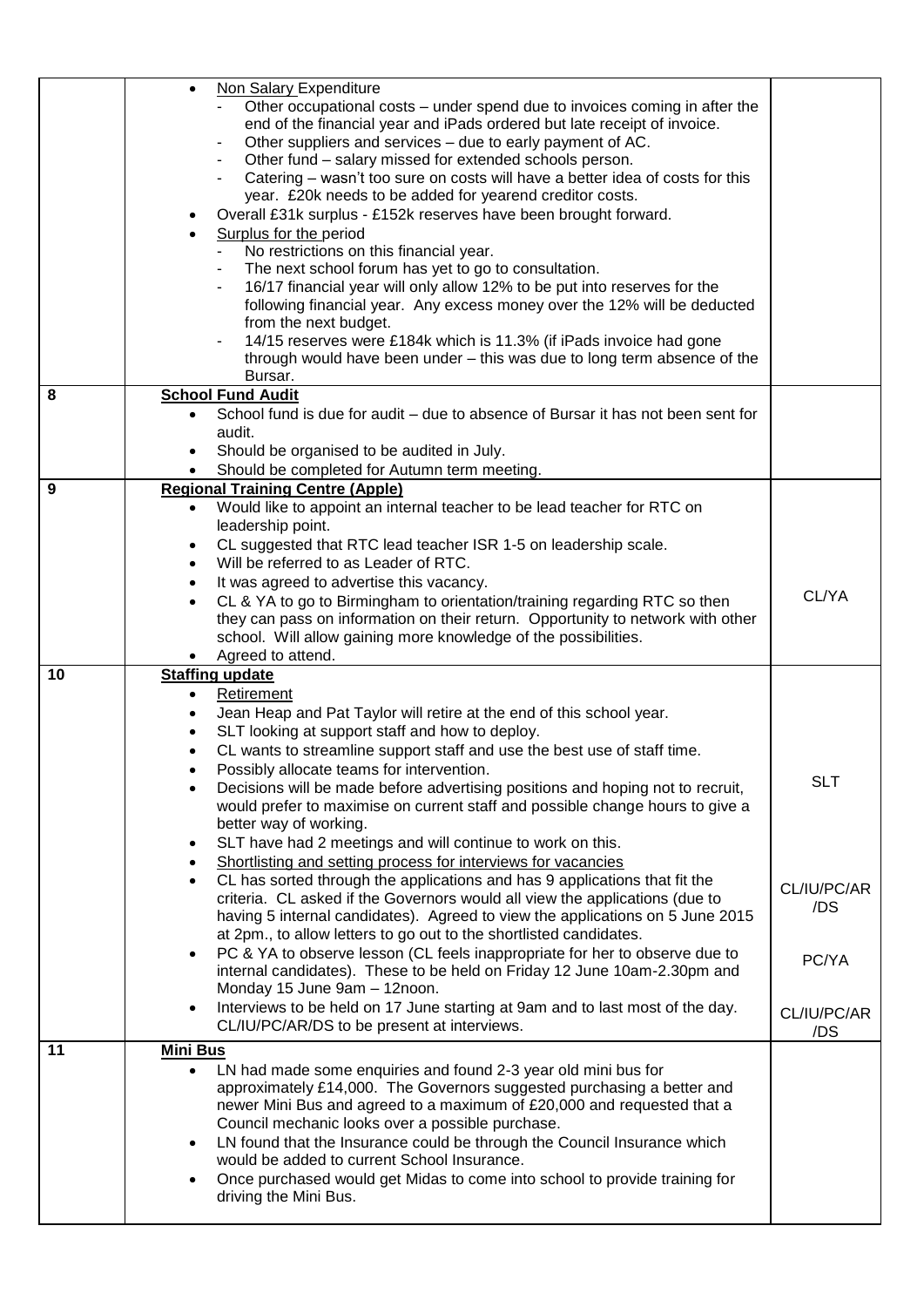| | | |
|---|---|---|
| | • <u>Non Salary</u> Expenditure<br>- Other occupational costs – under spend due to invoices coming in after the end of the financial year and iPads ordered but late receipt of invoice.<br>- Other suppliers and services – due to early payment of AC.<br>- Other fund – salary missed for extended schools person.<br>- Catering – wasn't too sure on costs will have a better idea of costs for this year. £20k needs to be added for yearend creditor costs.<br>• Overall £31k surplus - £152k reserves have been brought forward.<br>• <u>Surplus for the</u> period<br>- No restrictions on this financial year.<br>- The next school forum has yet to go to consultation.<br>- 16/17 financial year will only allow 12% to be put into reserves for the following financial year. Any excess money over the 12% will be deducted from the next budget.<br>- 14/15 reserves were £184k which is 11.3% (if iPads invoice had gone through would have been under – this was due to long term absence of the Bursar. | |
| 8 | **<u>School Fund Audit</u>**<br>• School fund is due for audit – due to absence of Bursar it has not been sent for audit.<br>• Should be organised to be audited in July.<br>• Should be completed for Autumn term meeting. | |
| 9 | **<u>Regional Training Centre (Apple)</u>**<br>• Would like to appoint an internal teacher to be lead teacher for RTC on leadership point.<br>• CL suggested that RTC lead teacher ISR 1-5 on leadership scale.<br>• Will be referred to as Leader of RTC.<br>• It was agreed to advertise this vacancy.<br>• CL & YA to go to Birmingham to orientation/training regarding RTC so then they can pass on information on their return. Opportunity to network with other school. Will allow gaining more knowledge of the possibilities.<br>• Agreed to attend. | CL/YA |
| 10 | **<u>Staffing update</u>**<br>• <u>Retirement</u><br>• Jean Heap and Pat Taylor will retire at the end of this school year.<br>• SLT looking at support staff and how to deploy.<br>• CL wants to streamline support staff and use the best use of staff time.<br>• Possibly allocate teams for intervention.<br>• Decisions will be made before advertising positions and hoping not to recruit, would prefer to maximise on current staff and possible change hours to give a better way of working.<br>• SLT have had 2 meetings and will continue to work on this.<br>• <u>Shortlisting and setting process for interviews for vacancies</u><br>• CL has sorted through the applications and has 9 applications that fit the criteria. CL asked if the Governors would all view the applications (due to having 5 internal candidates). Agreed to view the applications on 5 June 2015 at 2pm., to allow letters to go out to the shortlisted candidates.<br>• PC & YA to observe lesson (CL feels inappropriate for her to observe due to internal candidates). These to be held on Friday 12 June 10am-2.30pm and Monday 15 June 9am – 12noon.<br>• Interviews to be held on 17 June starting at 9am and to last most of the day. CL/IU/PC/AR/DS to be present at interviews. | SLT<br><br>CL/IU/PC/AR/DS<br><br>PC/YA<br><br>CL/IU/PC/AR/DS |
| 11 | **<u>Mini Bus</u>**<br>• LN had made some enquiries and found 2-3 year old mini bus for approximately £14,000. The Governors suggested purchasing a better and newer Mini Bus and agreed to a maximum of £20,000 and requested that a Council mechanic looks over a possible purchase.<br>• LN found that the Insurance could be through the Council Insurance which would be added to current School Insurance.<br>• Once purchased would get Midas to come into school to provide training for driving the Mini Bus. | |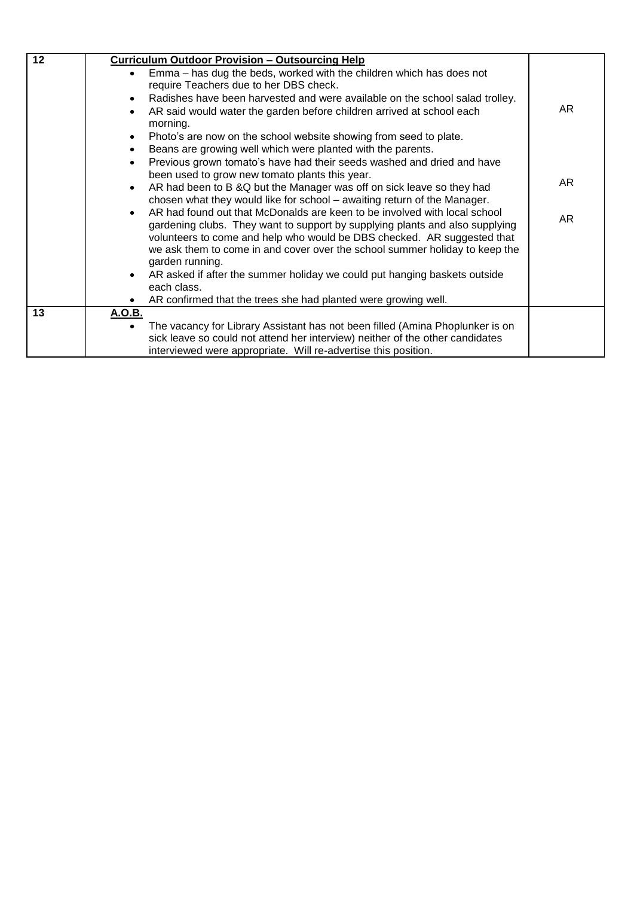| | | |
|---|---|---|
| 12 | **Curriculum Outdoor Provision – Outsourcing Help**<br>• Emma – has dug the beds, worked with the children which has does not require Teachers due to her DBS check.<br>• Radishes have been harvested and were available on the school salad trolley.<br>• AR said would water the garden before children arrived at school each morning.<br>• Photo's are now on the school website showing from seed to plate.<br>• Beans are growing well which were planted with the parents.<br>• Previous grown tomato's have had their seeds washed and dried and have been used to grow new tomato plants this year.<br>• AR had been to B &Q but the Manager was off on sick leave so they had chosen what they would like for school – awaiting return of the Manager.<br>• AR had found out that McDonalds are keen to be involved with local school gardening clubs. They want to support by supplying plants and also supplying volunteers to come and help who would be DBS checked. AR suggested that we ask them to come in and cover over the school summer holiday to keep the garden running.<br>• AR asked if after the summer holiday we could put hanging baskets outside each class.<br>• AR confirmed that the trees she had planted were growing well. | AR<br><br>AR<br><br>AR |
| 13 | **A.O.B.**<br>• The vacancy for Library Assistant has not been filled (Amina Phoplunker is on sick leave so could not attend her interview) neither of the other candidates interviewed were appropriate. Will re-advertise this position. | |